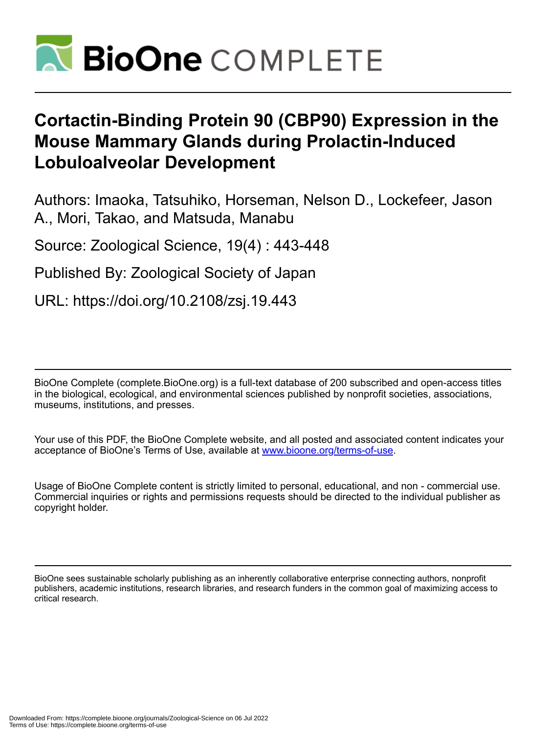# Cortactin-Binding Protein 90 (CBP90) Expression in the Mouse Mammary Glands during Prolactin-Induced Lobuloalveolar Development

Authors: Imaoka, Tatsuhiko, Horseman, Nelson D., Lockefeer, Jason A., Mori, Takao, and Matsuda, Manabu

Source: Zoological Science, 19(4) : 443-448

Published By: Zoological Society of Japan

URL: https://doi.org/10.2108/zsj.19.443

BioOne Complete (complete.BioOne.org) is a full-text database of 200 subscribed and open-access titles in the biological, ecological, and environmental sciences published by nonprofit societies, associations, museums, institutions, and presses.

Your use of this PDF, the BioOne Complete website, and all posted and associated content indicates your acceptance of BioOne's Terms of Use, available at www.bioone.org/terms-of-use.

Usage of BioOne Complete content is strictly limited to personal, educational, and non - commercial use. Commercial inquiries or rights and permissions requests should be directed to the individual publisher as copyright holder.

BioOne sees sustainable scholarly publishing as an inherently collaborative enterprise connecting authors, nonprofit publishers, academic institutions, research libraries, and research funders in the common goal of maximizing access to critical research.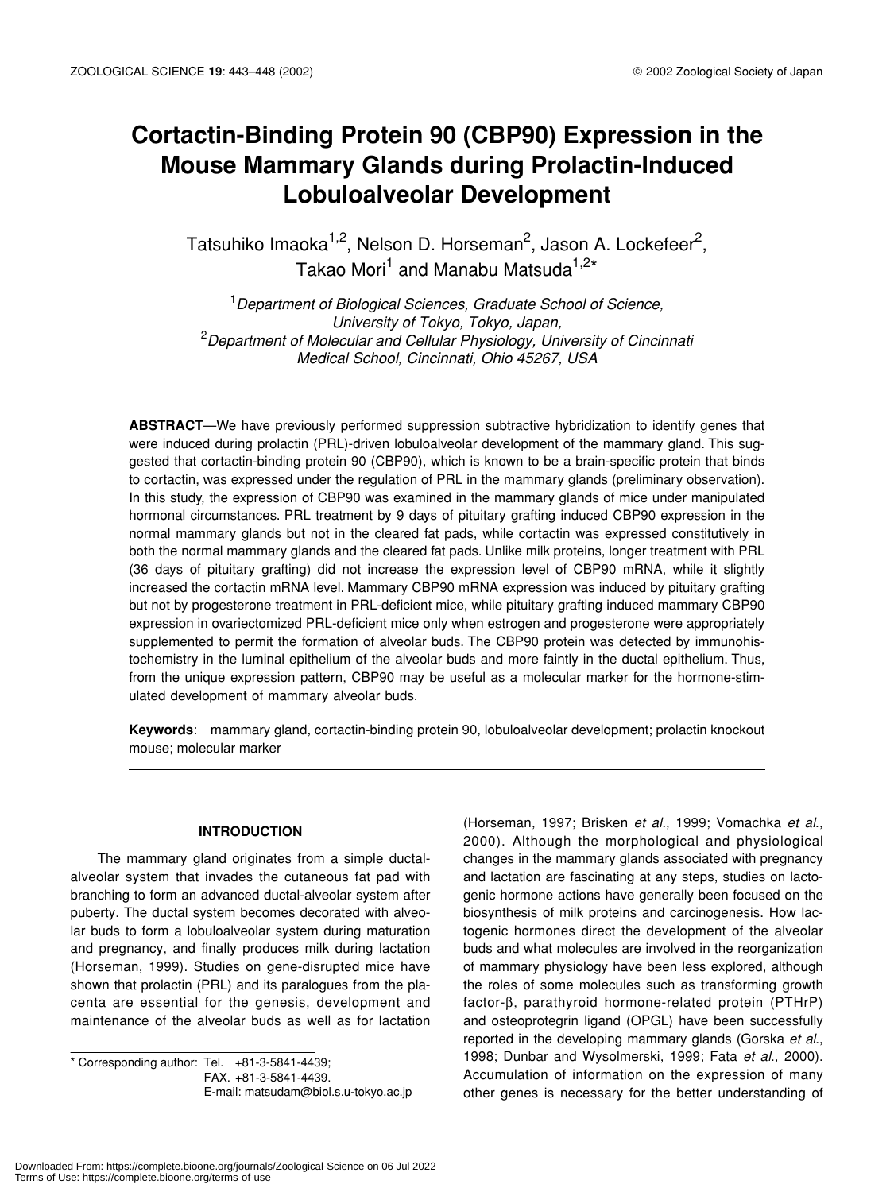# Cortactin-Binding Protein 90 (CBP90) Expression in the Mouse Mammary Glands during Prolactin-Induced Lobuloalveolar Development

Tatsuhiko Imaoka[1,2], Nelson D. Horseman[2], Jason A. Lockefeer[2], Takao Mori[1] and Manabu Matsuda[1,2]*

[1]*Department of Biological Sciences, Graduate School of Science, University of Tokyo, Tokyo, Japan,*
[2]*Department of Molecular and Cellular Physiology, University of Cincinnati Medical School, Cincinnati, Ohio 45267, USA*

**ABSTRACT**—We have previously performed suppression subtractive hybridization to identify genes that were induced during prolactin (PRL)-driven lobuloalveolar development of the mammary gland. This suggested that cortactin-binding protein 90 (CBP90), which is known to be a brain-specific protein that binds to cortactin, was expressed under the regulation of PRL in the mammary glands (preliminary observation). In this study, the expression of CBP90 was examined in the mammary glands of mice under manipulated hormonal circumstances. PRL treatment by 9 days of pituitary grafting induced CBP90 expression in the normal mammary glands but not in the cleared fat pads, while cortactin was expressed constitutively in both the normal mammary glands and the cleared fat pads. Unlike milk proteins, longer treatment with PRL (36 days of pituitary grafting) did not increase the expression level of CBP90 mRNA, while it slightly increased the cortactin mRNA level. Mammary CBP90 mRNA expression was induced by pituitary grafting but not by progesterone treatment in PRL-deficient mice, while pituitary grafting induced mammary CBP90 expression in ovariectomized PRL-deficient mice only when estrogen and progesterone were appropriately supplemented to permit the formation of alveolar buds. The CBP90 protein was detected by immunohistochemistry in the luminal epithelium of the alveolar buds and more faintly in the ductal epithelium. Thus, from the unique expression pattern, CBP90 may be useful as a molecular marker for the hormone-stimulated development of mammary alveolar buds.

**Keywords**: mammary gland, cortactin-binding protein 90, lobuloalveolar development; prolactin knockout mouse; molecular marker

## INTRODUCTION

The mammary gland originates from a simple ductal-alveolar system that invades the cutaneous fat pad with branching to form an advanced ductal-alveolar system after puberty. The ductal system becomes decorated with alveolar buds to form a lobuloalveolar system during maturation and pregnancy, and finally produces milk during lactation (Horseman, 1999). Studies on gene-disrupted mice have shown that prolactin (PRL) and its paralogues from the placenta are essential for the genesis, development and maintenance of the alveolar buds as well as for lactation (Horseman, 1997; Brisken *et al*., 1999; Vomachka *et al*., 2000). Although the morphological and physiological changes in the mammary glands associated with pregnancy and lactation are fascinating at any steps, studies on lactogenic hormone actions have generally been focused on the biosynthesis of milk proteins and carcinogenesis. How lactogenic hormones direct the development of the alveolar buds and what molecules are involved in the reorganization of mammary physiology have been less explored, although the roles of some molecules such as transforming growth factor-β, parathyroid hormone-related protein (PTHrP) and osteoprotegrin ligand (OPGL) have been successfully reported in the developing mammary glands (Gorska *et al*., 1998; Dunbar and Wysolmerski, 1999; Fata *et al*., 2000). Accumulation of information on the expression of many other genes is necessary for the better understanding of

* Corresponding author: Tel. +81-3-5841-4439;
FAX. +81-3-5841-4439.
E-mail: matsudam@biol.s.u-tokyo.ac.jp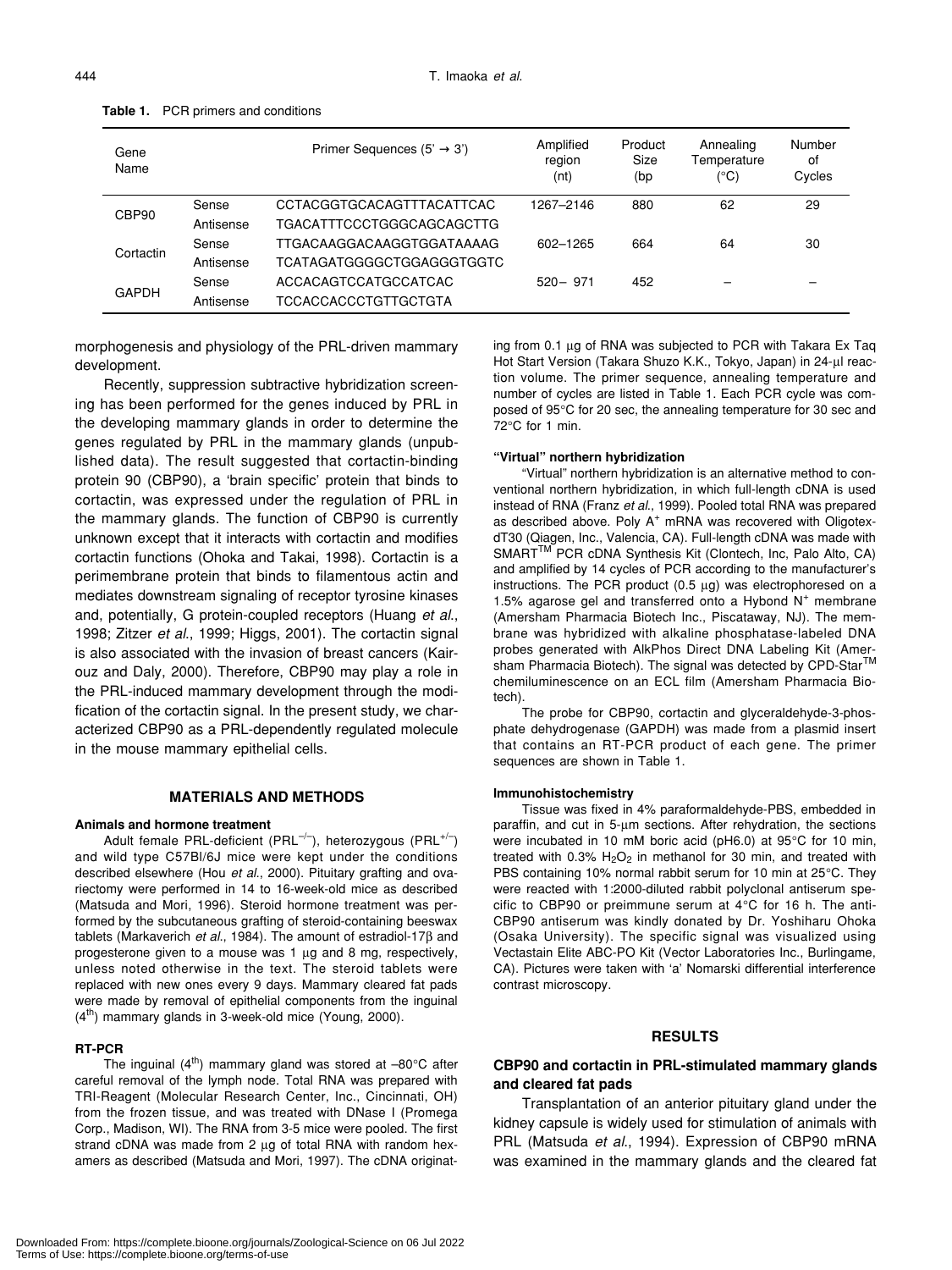**Table 1.** PCR primers and conditions

| Gene Name | | Primer Sequences (5' → 3') | Amplified region (nt) | Product Size (bp | Annealing Temperature (°C) | Number of Cycles |
|---|---|---|---|---|---|---|
| CBP90 | Sense | CCTACGGTGCACAGTTTACATTCAC | 1267–2146 | 880 | 62 | 29 |
| | Antisense | TGACATTTCCCTGGGCAGCAGCTTG | | | | |
| Cortactin | Sense | TTGACAAGGACAAGGTGGATAAAAG | 602–1265 | 664 | 64 | 30 |
| | Antisense | TCATAGATGGGGCTGGAGGGTGGTC | | | | |
| GAPDH | Sense | ACCACAGTCCATGCCATCAC | 520– 971 | 452 | – | – |
| | Antisense | TCCACCACCCTGTTGCTGTA | | | | |

morphogenesis and physiology of the PRL-driven mammary development.

Recently, suppression subtractive hybridization screening has been performed for the genes induced by PRL in the developing mammary glands in order to determine the genes regulated by PRL in the mammary glands (unpublished data). The result suggested that cortactin-binding protein 90 (CBP90), a 'brain specific' protein that binds to cortactin, was expressed under the regulation of PRL in the mammary glands. The function of CBP90 is currently unknown except that it interacts with cortactin and modifies cortactin functions (Ohoka and Takai, 1998). Cortactin is a perimembrane protein that binds to filamentous actin and mediates downstream signaling of receptor tyrosine kinases and, potentially, G protein-coupled receptors (Huang *et al.*, 1998; Zitzer *et al.*, 1999; Higgs, 2001). The cortactin signal is also associated with the invasion of breast cancers (Kairouz and Daly, 2000). Therefore, CBP90 may play a role in the PRL-induced mammary development through the modification of the cortactin signal. In the present study, we characterized CBP90 as a PRL-dependently regulated molecule in the mouse mammary epithelial cells.

## MATERIALS AND METHODS

### Animals and hormone treatment

Adult female PRL-deficient ($PRL^{-/-}$), heterozygous ($PRL^{+/-}$) and wild type C57Bl/6J mice were kept under the conditions described elsewhere (Hou *et al.*, 2000). Pituitary grafting and ovariectomy were performed in 14 to 16-week-old mice as described (Matsuda and Mori, 1996). Steroid hormone treatment was performed by the subcutaneous grafting of steroid-containing beeswax tablets (Markaverich *et al.*, 1984). The amount of estradiol-17β and progesterone given to a mouse was 1 μg and 8 mg, respectively, unless noted otherwise in the text. The steroid tablets were replaced with new ones every 9 days. Mammary cleared fat pads were made by removal of epithelial components from the inguinal (4[th]) mammary glands in 3-week-old mice (Young, 2000).

### RT-PCR

The inguinal (4[th]) mammary gland was stored at –80°C after careful removal of the lymph node. Total RNA was prepared with TRI-Reagent (Molecular Research Center, Inc., Cincinnati, OH) from the frozen tissue, and was treated with DNase I (Promega Corp., Madison, WI). The RNA from 3-5 mice were pooled. The first strand cDNA was made from 2 μg of total RNA with random hexamers as described (Matsuda and Mori, 1997). The cDNA originating from 0.1 μg of RNA was subjected to PCR with Takara Ex Taq Hot Start Version (Takara Shuzo K.K., Tokyo, Japan) in 24-μl reaction volume. The primer sequence, annealing temperature and number of cycles are listed in Table 1. Each PCR cycle was composed of 95°C for 20 sec, the annealing temperature for 30 sec and 72°C for 1 min.

### "Virtual" northern hybridization

"Virtual" northern hybridization is an alternative method to conventional northern hybridization, in which full-length cDNA is used instead of RNA (Franz *et al.*, 1999). Pooled total RNA was prepared as described above. Poly $A^+$ mRNA was recovered with Oligotex-dT30 (Qiagen, Inc., Valencia, CA). Full-length cDNA was made with SMART[TM] PCR cDNA Synthesis Kit (Clontech, Inc, Palo Alto, CA) and amplified by 14 cycles of PCR according to the manufacturer's instructions. The PCR product (0.5 μg) was electrophoresed on a 1.5% agarose gel and transferred onto a Hybond $N^+$ membrane (Amersham Pharmacia Biotech Inc., Piscataway, NJ). The membrane was hybridized with alkaline phosphatase-labeled DNA probes generated with AlkPhos Direct DNA Labeling Kit (Amersham Pharmacia Biotech). The signal was detected by CPD-Star[TM] chemiluminescence on an ECL film (Amersham Pharmacia Biotech).

The probe for CBP90, cortactin and glyceraldehyde-3-phosphate dehydrogenase (GAPDH) was made from a plasmid insert that contains an RT-PCR product of each gene. The primer sequences are shown in Table 1.

### Immunohistochemistry

Tissue was fixed in 4% paraformaldehyde-PBS, embedded in paraffin, and cut in 5-μm sections. After rehydration, the sections were incubated in 10 mM boric acid (pH6.0) at 95°C for 10 min, treated with 0.3% $H_2O_2$ in methanol for 30 min, and treated with PBS containing 10% normal rabbit serum for 10 min at 25°C. They were reacted with 1:2000-diluted rabbit polyclonal antiserum specific to CBP90 or preimmune serum at 4°C for 16 h. The anti-CBP90 antiserum was kindly donated by Dr. Yoshiharu Ohoka (Osaka University). The specific signal was visualized using Vectastain Elite ABC-PO Kit (Vector Laboratories Inc., Burlingame, CA). Pictures were taken with 'a' Nomarski differential interference contrast microscopy.

## RESULTS

### CBP90 and cortactin in PRL-stimulated mammary glands and cleared fat pads

Transplantation of an anterior pituitary gland under the kidney capsule is widely used for stimulation of animals with PRL (Matsuda *et al.*, 1994). Expression of CBP90 mRNA was examined in the mammary glands and the cleared fat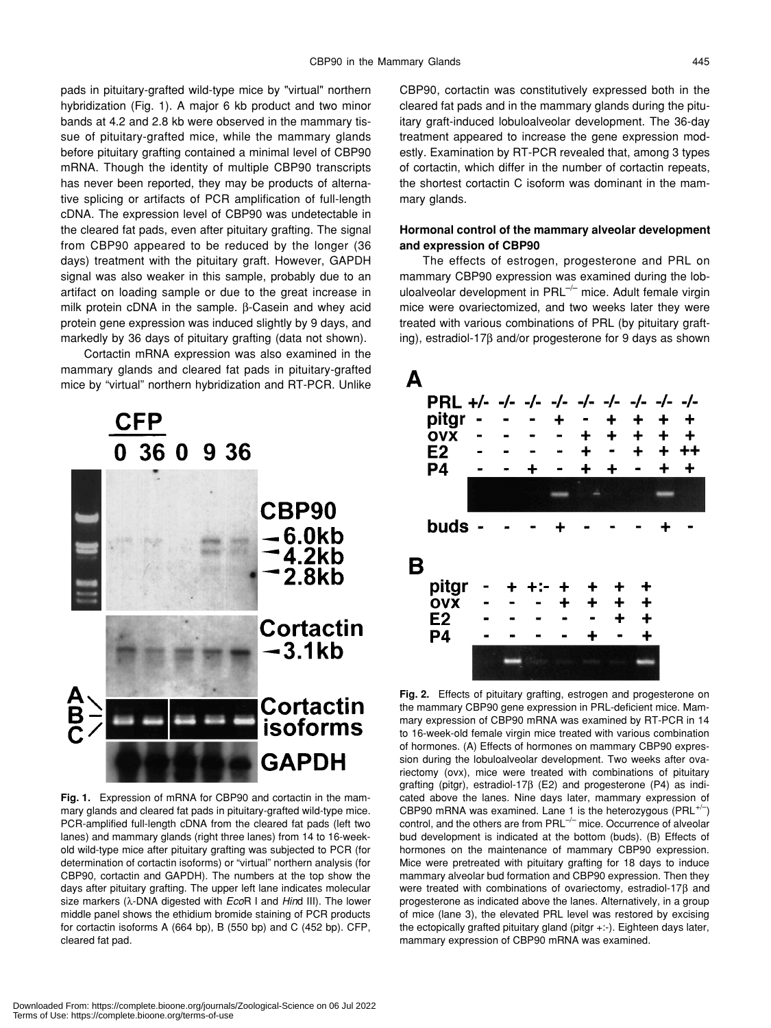pads in pituitary-grafted wild-type mice by "virtual" northern hybridization (Fig. 1). A major 6 kb product and two minor bands at 4.2 and 2.8 kb were observed in the mammary tissue of pituitary-grafted mice, while the mammary glands before pituitary grafting contained a minimal level of CBP90 mRNA. Though the identity of multiple CBP90 transcripts has never been reported, they may be products of alternative splicing or artifacts of PCR amplification of full-length cDNA. The expression level of CBP90 was undetectable in the cleared fat pads, even after pituitary grafting. The signal from CBP90 appeared to be reduced by the longer (36 days) treatment with the pituitary graft. However, GAPDH signal was also weaker in this sample, probably due to an artifact on loading sample or due to the great increase in milk protein cDNA in the sample. β-Casein and whey acid protein gene expression was induced slightly by 9 days, and markedly by 36 days of pituitary grafting (data not shown).

Cortactin mRNA expression was also examined in the mammary glands and cleared fat pads in pituitary-grafted mice by "virtual" northern hybridization and RT-PCR. Unlike CBP90, cortactin was constitutively expressed both in the cleared fat pads and in the mammary glands during the pituitary graft-induced lobuloalveolar development. The 36-day treatment appeared to increase the gene expression modestly. Examination by RT-PCR revealed that, among 3 types of cortactin, which differ in the number of cortactin repeats, the shortest cortactin C isoform was dominant in the mammary glands.

**Fig. 1.** Expression of mRNA for CBP90 and cortactin in the mammary glands and cleared fat pads in pituitary-grafted wild-type mice. PCR-amplified full-length cDNA from the cleared fat pads (left two lanes) and mammary glands (right three lanes) from 14 to 16-week-old wild-type mice after pituitary grafting was subjected to PCR (for determination of cortactin isoforms) or "virtual" northern analysis (for CBP90, cortactin and GAPDH). The numbers at the top show the days after pituitary grafting. The upper left lane indicates molecular size markers (λ-DNA digested with *Eco*R I and *Hin*d III). The lower middle panel shows the ethidium bromide staining of PCR products for cortactin isoforms A (664 bp), B (550 bp) and C (452 bp). CFP, cleared fat pad.

## Hormonal control of the mammary alveolar development and expression of CBP90

The effects of estrogen, progesterone and PRL on mammary CBP90 expression was examined during the lobuloalveolar development in $PRL^{-/-}$ mice. Adult female virgin mice were ovariectomized, and two weeks later they were treated with various combinations of PRL (by pituitary grafting), estradiol-17β and/or progesterone for 9 days as shown

**Fig. 2.** Effects of pituitary grafting, estrogen and progesterone on the mammary CBP90 gene expression in PRL-deficient mice. Mammary expression of CBP90 mRNA was examined by RT-PCR in 14 to 16-week-old female virgin mice treated with various combination of hormones. (A) Effects of hormones on mammary CBP90 expression during the lobuloalveolar development. Two weeks after ovariectomy (ovx), mice were treated with combinations of pituitary grafting (pitgr), estradiol-17β (E2) and progesterone (P4) as indicated above the lanes. Nine days later, mammary expression of CBP90 mRNA was examined. Lane 1 is the heterozygous ($PRL^{+/-}$) control, and the others are from $PRL^{-/-}$ mice. Occurrence of alveolar bud development is indicated at the bottom (buds). (B) Effects of hormones on the maintenance of mammary CBP90 expression. Mice were pretreated with pituitary grafting for 18 days to induce mammary alveolar bud formation and CBP90 expression. Then they were treated with combinations of ovariectomy, estradiol-17β and progesterone as indicated above the lanes. Alternatively, in a group of mice (lane 3), the elevated PRL level was restored by excising the ectopically grafted pituitary gland (pitgr +:-). Eighteen days later, mammary expression of CBP90 mRNA was examined.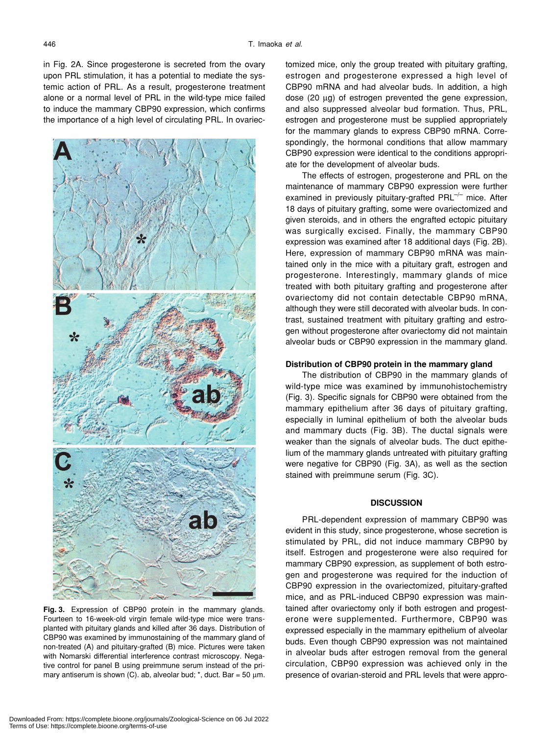in Fig. 2A. Since progesterone is secreted from the ovary upon PRL stimulation, it has a potential to mediate the systemic action of PRL. As a result, progesterone treatment alone or a normal level of PRL in the wild-type mice failed to induce the mammary CBP90 expression, which confirms the importance of a high level of circulating PRL. In ovariectomized mice, only the group treated with pituitary grafting, estrogen and progesterone expressed a high level of CBP90 mRNA and had alveolar buds. In addition, a high dose (20 μg) of estrogen prevented the gene expression, and also suppressed alveolar bud formation. Thus, PRL, estrogen and progesterone must be supplied appropriately for the mammary glands to express CBP90 mRNA. Correspondingly, the hormonal conditions that allow mammary CBP90 expression were identical to the conditions appropriate for the development of alveolar buds.

**Fig. 3.** Expression of CBP90 protein in the mammary glands. Fourteen to 16-week-old virgin female wild-type mice were transplanted with pituitary glands and killed after 36 days. Distribution of CBP90 was examined by immunostaining of the mammary gland of non-treated (A) and pituitary-grafted (B) mice. Pictures were taken with Nomarski differential interference contrast microscopy. Negative control for panel B using preimmune serum instead of the primary antiserum is shown (C). ab, alveolar bud; *, duct. Bar = 50 μm.

The effects of estrogen, progesterone and PRL on the maintenance of mammary CBP90 expression were further examined in previously pituitary-grafted $PRL^{-/-}$ mice. After 18 days of pituitary grafting, some were ovariectomized and given steroids, and in others the engrafted ectopic pituitary was surgically excised. Finally, the mammary CBP90 expression was examined after 18 additional days (Fig. 2B). Here, expression of mammary CBP90 mRNA was maintained only in the mice with a pituitary graft, estrogen and progesterone. Interestingly, mammary glands of mice treated with both pituitary grafting and progesterone after ovariectomy did not contain detectable CBP90 mRNA, although they were still decorated with alveolar buds. In contrast, sustained treatment with pituitary grafting and estrogen without progesterone after ovariectomy did not maintain alveolar buds or CBP90 expression in the mammary gland.

### Distribution of CBP90 protein in the mammary gland

The distribution of CBP90 in the mammary glands of wild-type mice was examined by immunohistochemistry (Fig. 3). Specific signals for CBP90 were obtained from the mammary epithelium after 36 days of pituitary grafting, especially in luminal epithelium of both the alveolar buds and mammary ducts (Fig. 3B). The ductal signals were weaker than the signals of alveolar buds. The duct epithelium of the mammary glands untreated with pituitary grafting were negative for CBP90 (Fig. 3A), as well as the section stained with preimmune serum (Fig. 3C).

## DISCUSSION

PRL-dependent expression of mammary CBP90 was evident in this study, since progesterone, whose secretion is stimulated by PRL, did not induce mammary CBP90 by itself. Estrogen and progesterone were also required for mammary CBP90 expression, as supplement of both estrogen and progesterone was required for the induction of CBP90 expression in the ovariectomized, pituitary-grafted mice, and as PRL-induced CBP90 expression was maintained after ovariectomy only if both estrogen and progesterone were supplemented. Furthermore, CBP90 was expressed especially in the mammary epithelium of alveolar buds. Even though CBP90 expression was not maintained in alveolar buds after estrogen removal from the general circulation, CBP90 expression was achieved only in the presence of ovarian-steroid and PRL levels that were appro-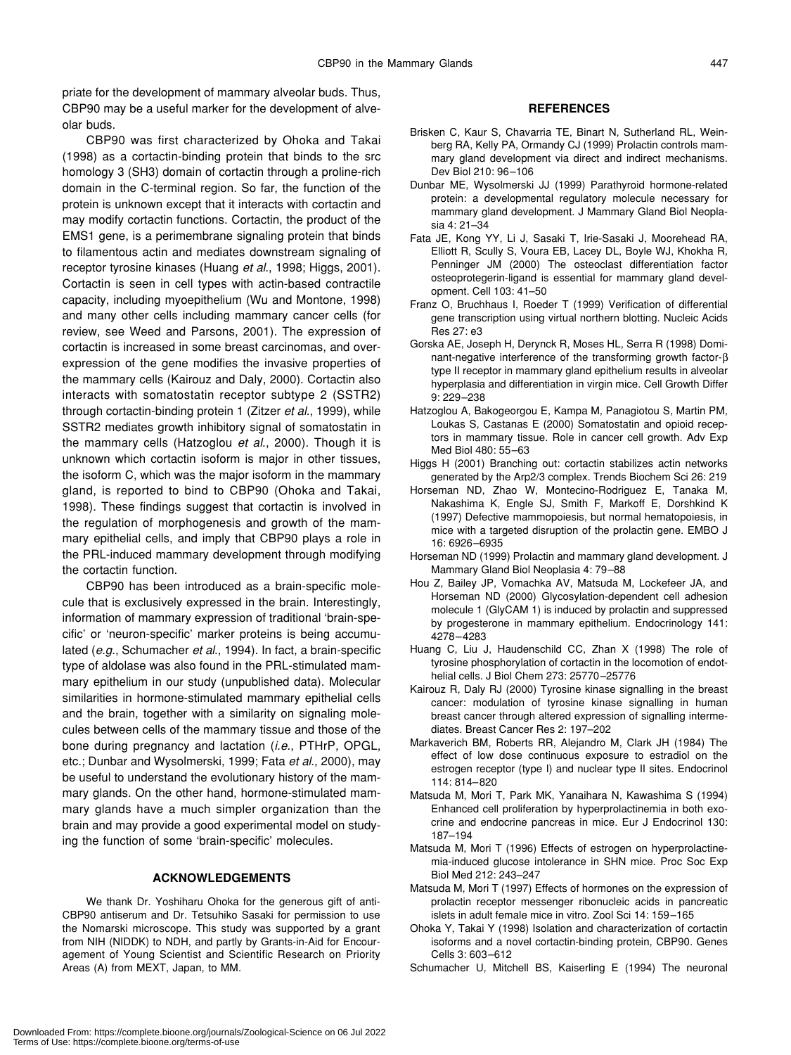priate for the development of mammary alveolar buds. Thus, CBP90 may be a useful marker for the development of alveolar buds.

CBP90 was first characterized by Ohoka and Takai (1998) as a cortactin-binding protein that binds to the src homology 3 (SH3) domain of cortactin through a proline-rich domain in the C-terminal region. So far, the function of the protein is unknown except that it interacts with cortactin and may modify cortactin functions. Cortactin, the product of the EMS1 gene, is a perimembrane signaling protein that binds to filamentous actin and mediates downstream signaling of receptor tyrosine kinases (Huang *et al.*, 1998; Higgs, 2001). Cortactin is seen in cell types with actin-based contractile capacity, including myoepithelium (Wu and Montone, 1998) and many other cells including mammary cancer cells (for review, see Weed and Parsons, 2001). The expression of cortactin is increased in some breast carcinomas, and over-expression of the gene modifies the invasive properties of the mammary cells (Kairouz and Daly, 2000). Cortactin also interacts with somatostatin receptor subtype 2 (SSTR2) through cortactin-binding protein 1 (Zitzer *et al.*, 1999), while SSTR2 mediates growth inhibitory signal of somatostatin in the mammary cells (Hatzoglou *et al.*, 2000). Though it is unknown which cortactin isoform is major in other tissues, the isoform C, which was the major isoform in the mammary gland, is reported to bind to CBP90 (Ohoka and Takai, 1998). These findings suggest that cortactin is involved in the regulation of morphogenesis and growth of the mammary epithelial cells, and imply that CBP90 plays a role in the PRL-induced mammary development through modifying the cortactin function.

CBP90 has been introduced as a brain-specific molecule that is exclusively expressed in the brain. Interestingly, information of mammary expression of traditional 'brain-specific' or 'neuron-specific' marker proteins is being accumulated (*e.g.*, Schumacher *et al.*, 1994). In fact, a brain-specific type of aldolase was also found in the PRL-stimulated mammary epithelium in our study (unpublished data). Molecular similarities in hormone-stimulated mammary epithelial cells and the brain, together with a similarity on signaling molecules between cells of the mammary tissue and those of the bone during pregnancy and lactation (*i.e.*, PTHrP, OPGL, etc.; Dunbar and Wysolmerski, 1999; Fata *et al.*, 2000), may be useful to understand the evolutionary history of the mammary glands. On the other hand, hormone-stimulated mammary glands have a much simpler organization than the brain and may provide a good experimental model on studying the function of some 'brain-specific' molecules.

## ACKNOWLEDGEMENTS

We thank Dr. Yoshiharu Ohoka for the generous gift of anti-CBP90 antiserum and Dr. Tetsuhiko Sasaki for permission to use the Nomarski microscope. This study was supported by a grant from NIH (NIDDK) to NDH, and partly by Grants-in-Aid for Encouragement of Young Scientist and Scientific Research on Priority Areas (A) from MEXT, Japan, to MM.

## REFERENCES

Brisken C, Kaur S, Chavarria TE, Binart N, Sutherland RL, Weinberg RA, Kelly PA, Ormandy CJ (1999) Prolactin controls mammary gland development via direct and indirect mechanisms. Dev Biol 210: 96–106

Dunbar ME, Wysolmerski JJ (1999) Parathyroid hormone-related protein: a developmental regulatory molecule necessary for mammary gland development. J Mammary Gland Biol Neoplasia 4: 21–34

Fata JE, Kong YY, Li J, Sasaki T, Irie-Sasaki J, Moorehead RA, Elliott R, Scully S, Voura EB, Lacey DL, Boyle WJ, Khokha R, Penninger JM (2000) The osteoclast differentiation factor osteoprotegerin-ligand is essential for mammary gland development. Cell 103: 41–50

Franz O, Bruchhaus I, Roeder T (1999) Verification of differential gene transcription using virtual northern blotting. Nucleic Acids Res 27: e3

Gorska AE, Joseph H, Derynck R, Moses HL, Serra R (1998) Dominant-negative interference of the transforming growth factor-β type II receptor in mammary gland epithelium results in alveolar hyperplasia and differentiation in virgin mice. Cell Growth Differ 9: 229–238

Hatzoglou A, Bakogeorgou E, Kampa M, Panagiotou S, Martin PM, Loukas S, Castanas E (2000) Somatostatin and opioid receptors in mammary tissue. Role in cancer cell growth. Adv Exp Med Biol 480: 55–63

Higgs H (2001) Branching out: cortactin stabilizes actin networks generated by the Arp2/3 complex. Trends Biochem Sci 26: 219

Horseman ND, Zhao W, Montecino-Rodriguez E, Tanaka M, Nakashima K, Engle SJ, Smith F, Markoff E, Dorshkind K (1997) Defective mammopoiesis, but normal hematopoiesis, in mice with a targeted disruption of the prolactin gene. EMBO J 16: 6926–6935

Horseman ND (1999) Prolactin and mammary gland development. J Mammary Gland Biol Neoplasia 4: 79–88

Hou Z, Bailey JP, Vomachka AV, Matsuda M, Lockefeer JA, and Horseman ND (2000) Glycosylation-dependent cell adhesion molecule 1 (GlyCAM 1) is induced by prolactin and suppressed by progesterone in mammary epithelium. Endocrinology 141: 4278–4283

Huang C, Liu J, Haudenschild CC, Zhan X (1998) The role of tyrosine phosphorylation of cortactin in the locomotion of endothelial cells. J Biol Chem 273: 25770–25776

Kairouz R, Daly RJ (2000) Tyrosine kinase signalling in the breast cancer: modulation of tyrosine kinase signalling in human breast cancer through altered expression of signalling intermediates. Breast Cancer Res 2: 197–202

Markaverich BM, Roberts RR, Alejandro M, Clark JH (1984) The effect of low dose continuous exposure to estradiol on the estrogen receptor (type I) and nuclear type II sites. Endocrinol 114: 814–820

Matsuda M, Mori T, Park MK, Yanaihara N, Kawashima S (1994) Enhanced cell proliferation by hyperprolactinemia in both exocrine and endocrine pancreas in mice. Eur J Endocrinol 130: 187–194

Matsuda M, Mori T (1996) Effects of estrogen on hyperprolactinemia-induced glucose intolerance in SHN mice. Proc Soc Exp Biol Med 212: 243–247

Matsuda M, Mori T (1997) Effects of hormones on the expression of prolactin receptor messenger ribonucleic acids in pancreatic islets in adult female mice in vitro. Zool Sci 14: 159–165

Ohoka Y, Takai Y (1998) Isolation and characterization of cortactin isoforms and a novel cortactin-binding protein, CBP90. Genes Cells 3: 603–612

Schumacher U, Mitchell BS, Kaiserling E (1994) The neuronal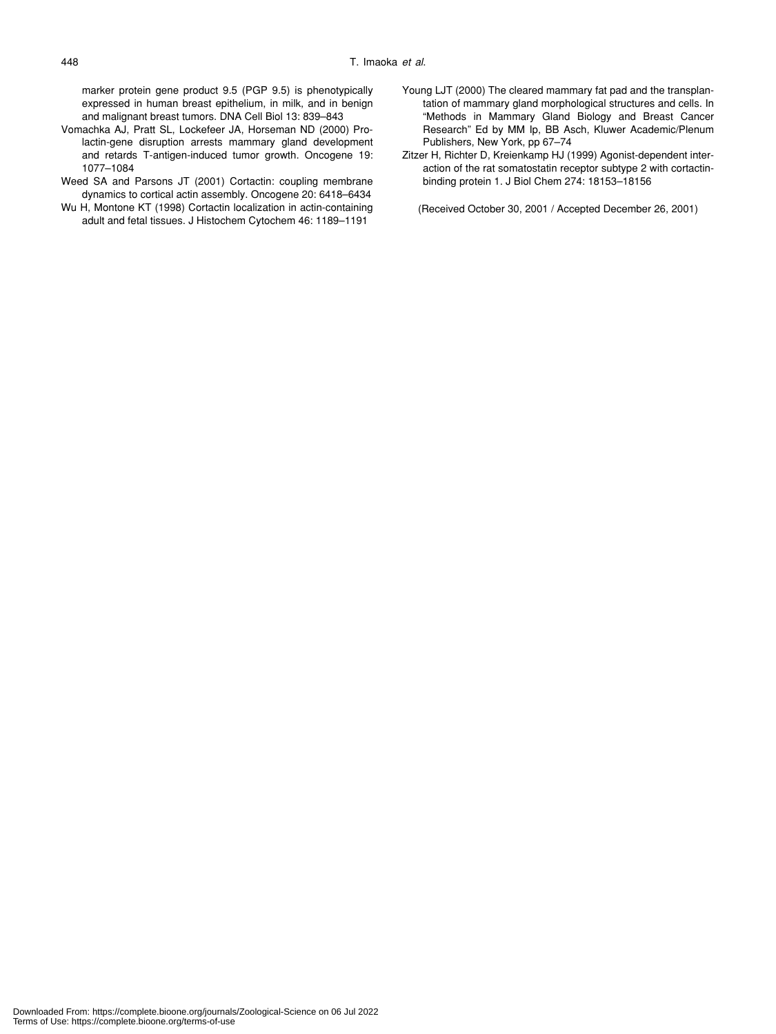marker protein gene product 9.5 (PGP 9.5) is phenotypically expressed in human breast epithelium, in milk, and in benign and malignant breast tumors. DNA Cell Biol 13: 839–843

Vomachka AJ, Pratt SL, Lockefeer JA, Horseman ND (2000) Prolactin-gene disruption arrests mammary gland development and retards T-antigen-induced tumor growth. Oncogene 19: 1077–1084

Weed SA and Parsons JT (2001) Cortactin: coupling membrane dynamics to cortical actin assembly. Oncogene 20: 6418–6434

Wu H, Montone KT (1998) Cortactin localization in actin-containing adult and fetal tissues. J Histochem Cytochem 46: 1189–1191

Young LJT (2000) The cleared mammary fat pad and the transplantation of mammary gland morphological structures and cells. In "Methods in Mammary Gland Biology and Breast Cancer Research" Ed by MM Ip, BB Asch, Kluwer Academic/Plenum Publishers, New York, pp 67–74

Zitzer H, Richter D, Kreienkamp HJ (1999) Agonist-dependent interaction of the rat somatostatin receptor subtype 2 with cortactin-binding protein 1. J Biol Chem 274: 18153–18156

(Received October 30, 2001 / Accepted December 26, 2001)